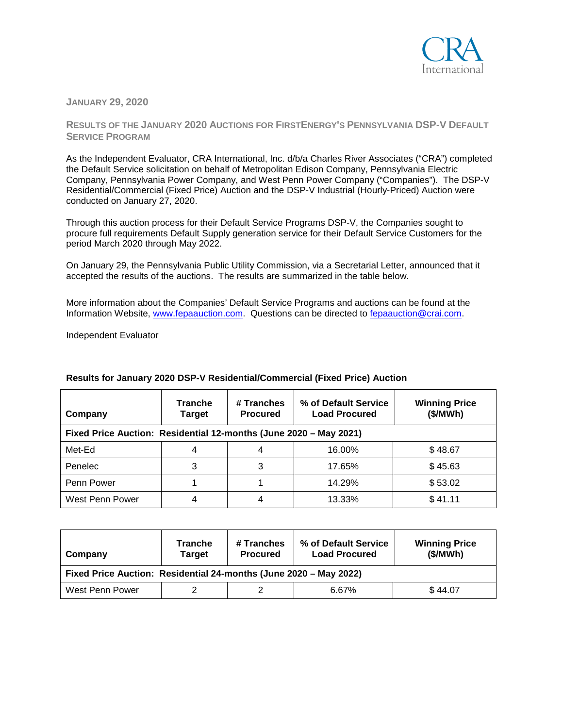JANUARY 29, 2020

## RESULTS OF THE JANUARY 2020 AUCTIONS FOR FIRSTENERGY'S PENNSYLVANIA DSP-V DEFAULT SERVICE PROGRAM

As the Independent Evaluator, CRA International, Inc. d/b/a Charles River Associates ("CRA") completed the Default Service solicitation on behalf of Metropolitan Edison Company, Pennsylvania Electric Company, Pennsylvania Power Company, and West Penn Power Company ("Companies"). The DSP-V Residential/Commercial (Fixed Price) Auction and the DSP-V Industrial (Hourly-Priced) Auction were conducted on January 27, 2020.

Through this auction process for their Default Service Programs DSP-V, the Companies sought to procure full requirements Default Supply generation service for their Default Service Customers for the period March 2020 through May 2022.

On January 29, the Pennsylvania Public Utility Commission, via a Secretarial Letter, announced that it accepted the results of the auctions. The results are summarized in the table below.

More information about the Companies' Default Service Programs and auctions can be found at the Information Website, www.fepaauction.com. Questions can be directed to fepaauction@crai.com.

Independent Evaluator

**Results for January 2020 DSP-V Residential/Commercial (Fixed Price) Auction**

| Company | Tranche Target | # Tranches Procured | % of Default Service Load Procured | Winning Price ($/MWh) |
|---|---|---|---|---|
| **Fixed Price Auction: Residential 12-months (June 2020 – May 2021)** | | | | |
| Met-Ed | 4 | 4 | 16.00% | $ 48.67 |
| Penelec | 3 | 3 | 17.65% | $ 45.63 |
| Penn Power | 1 | 1 | 14.29% | $ 53.02 |
| West Penn Power | 4 | 4 | 13.33% | $ 41.11 |

| Company | Tranche Target | # Tranches Procured | % of Default Service Load Procured | Winning Price ($/MWh) |
|---|---|---|---|---|
| **Fixed Price Auction: Residential 24-months (June 2020 – May 2022)** | | | | |
| West Penn Power | 2 | 2 | 6.67% | $ 44.07 |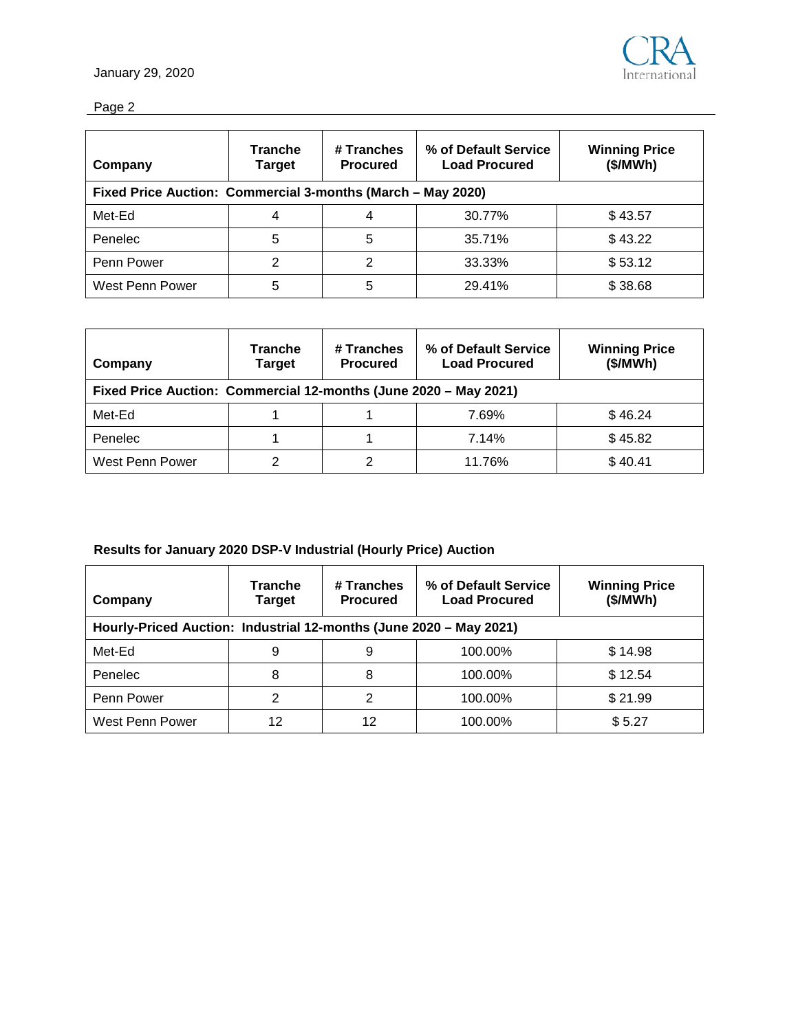| Company | Tranche Target | # Tranches Procured | % of Default Service Load Procured | Winning Price ($/MWh) |
|---|---|---|---|---|
| **Fixed Price Auction: Commercial 3-months (March – May 2020)** | | | | |
| Met-Ed | 4 | 4 | 30.77% | $ 43.57 |
| Penelec | 5 | 5 | 35.71% | $ 43.22 |
| Penn Power | 2 | 2 | 33.33% | $ 53.12 |
| West Penn Power | 5 | 5 | 29.41% | $ 38.68 |

| Company | Tranche Target | # Tranches Procured | % of Default Service Load Procured | Winning Price ($/MWh) |
|---|---|---|---|---|
| **Fixed Price Auction: Commercial 12-months (June 2020 – May 2021)** | | | | |
| Met-Ed | 1 | 1 | 7.69% | $ 46.24 |
| Penelec | 1 | 1 | 7.14% | $ 45.82 |
| West Penn Power | 2 | 2 | 11.76% | $ 40.41 |

**Results for January 2020 DSP-V Industrial (Hourly Price) Auction**

| Company | Tranche Target | # Tranches Procured | % of Default Service Load Procured | Winning Price ($/MWh) |
|---|---|---|---|---|
| **Hourly-Priced Auction: Industrial 12-months (June 2020 – May 2021)** | | | | |
| Met-Ed | 9 | 9 | 100.00% | $ 14.98 |
| Penelec | 8 | 8 | 100.00% | $ 12.54 |
| Penn Power | 2 | 2 | 100.00% | $ 21.99 |
| West Penn Power | 12 | 12 | 100.00% | $ 5.27 |